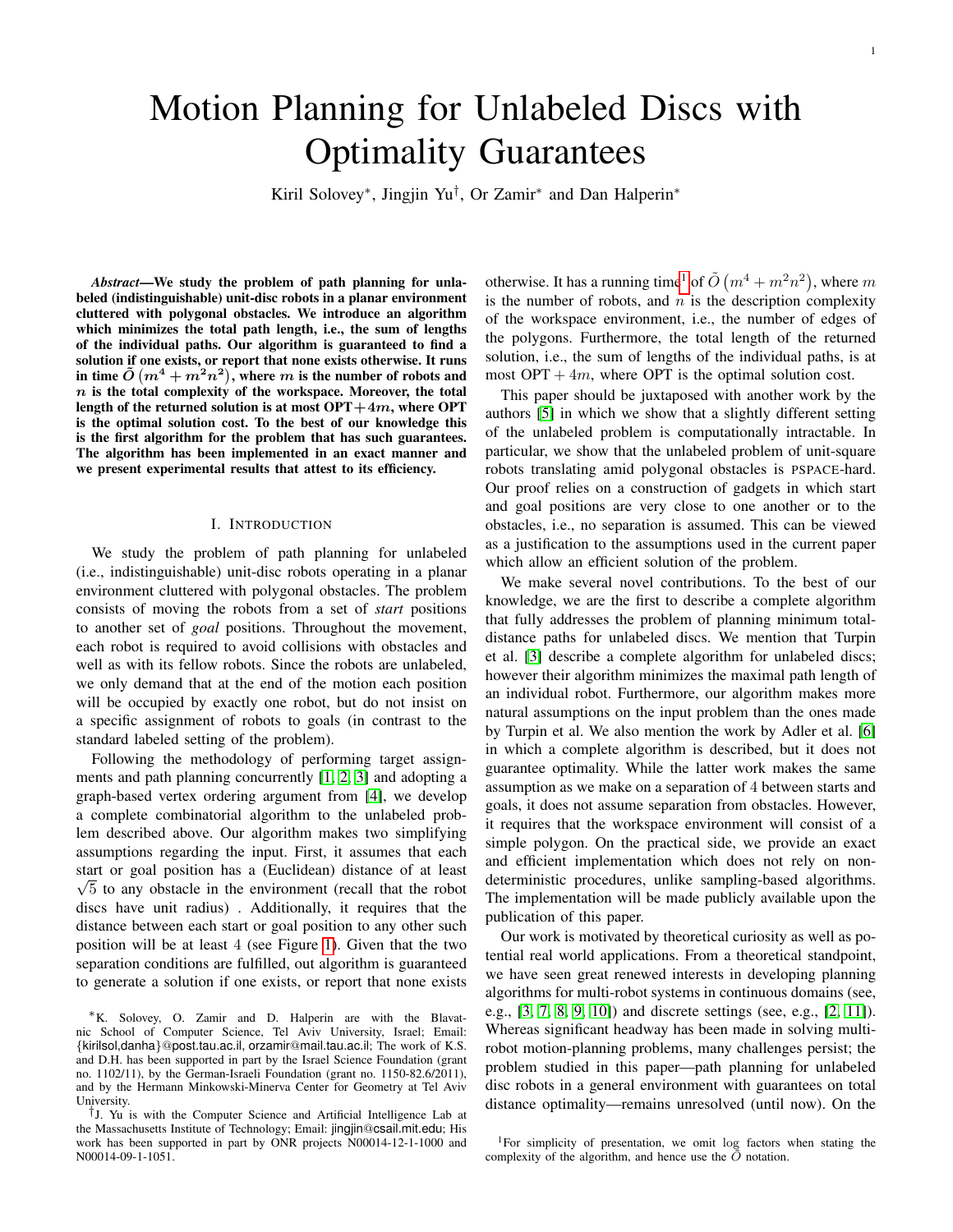# Motion Planning for Unlabeled Discs with Optimality Guarantees

Kiril Solovey*, Jingjin Yu†, Or Zamir* and Dan Halperin*

***Abstract*—We study the problem of path planning for unlabeled (indistinguishable) unit-disc robots in a planar environment cluttered with polygonal obstacles. We introduce an algorithm which minimizes the total path length, i.e., the sum of lengths of the individual paths. Our algorithm is guaranteed to find a solution if one exists, or report that none exists otherwise. It runs in time $\tilde{O}\left(m^4 + m^2n^2\right)$, where $m$ is the number of robots and $n$ is the total complexity of the workspace. Moreover, the total length of the returned solution is at most $\text{OPT}+4m$, where OPT is the optimal solution cost. To the best of our knowledge this is the first algorithm for the problem that has such guarantees. The algorithm has been implemented in an exact manner and we present experimental results that attest to its efficiency.**

## I. Introduction

We study the problem of path planning for unlabeled (i.e., indistinguishable) unit-disc robots operating in a planar environment cluttered with polygonal obstacles. The problem consists of moving the robots from a set of *start* positions to another set of *goal* positions. Throughout the movement, each robot is required to avoid collisions with obstacles and well as with its fellow robots. Since the robots are unlabeled, we only demand that at the end of the motion each position will be occupied by exactly one robot, but do not insist on a specific assignment of robots to goals (in contrast to the standard labeled setting of the problem).

Following the methodology of performing target assignments and path planning concurrently [1, 2, 3] and adopting a graph-based vertex ordering argument from [4], we develop a complete combinatorial algorithm to the unlabeled problem described above. Our algorithm makes two simplifying assumptions regarding the input. First, it assumes that each start or goal position has a (Euclidean) distance of at least $\sqrt{5}$ to any obstacle in the environment (recall that the robot discs have unit radius) . Additionally, it requires that the distance between each start or goal position to any other such position will be at least $4$ (see Figure 1). Given that the two separation conditions are fulfilled, out algorithm is guaranteed to generate a solution if one exists, or report that none exists otherwise. It has a running time[1] of $\tilde{O}\left(m^4 + m^2n^2\right)$, where $m$ is the number of robots, and $n$ is the description complexity of the workspace environment, i.e., the number of edges of the polygons. Furthermore, the total length of the returned solution, i.e., the sum of lengths of the individual paths, is at most $\text{OPT} + 4m$, where OPT is the optimal solution cost.

This paper should be juxtaposed with another work by the authors [5] in which we show that a slightly different setting of the unlabeled problem is computationally intractable. In particular, we show that the unlabeled problem of unit-square robots translating amid polygonal obstacles is PSPACE-hard. Our proof relies on a construction of gadgets in which start and goal positions are very close to one another or to the obstacles, i.e., no separation is assumed. This can be viewed as a justification to the assumptions used in the current paper which allow an efficient solution of the problem.

We make several novel contributions. To the best of our knowledge, we are the first to describe a complete algorithm that fully addresses the problem of planning minimum total-distance paths for unlabeled discs. We mention that Turpin et al. [3] describe a complete algorithm for unlabeled discs; however their algorithm minimizes the maximal path length of an individual robot. Furthermore, our algorithm makes more natural assumptions on the input problem than the ones made by Turpin et al. We also mention the work by Adler et al. [6] in which a complete algorithm is described, but it does not guarantee optimality. While the latter work makes the same assumption as we make on a separation of $4$ between starts and goals, it does not assume separation from obstacles. However, it requires that the workspace environment will consist of a simple polygon. On the practical side, we provide an exact and efficient implementation which does not rely on non-deterministic procedures, unlike sampling-based algorithms. The implementation will be made publicly available upon the publication of this paper.

Our work is motivated by theoretical curiosity as well as potential real world applications. From a theoretical standpoint, we have seen great renewed interests in developing planning algorithms for multi-robot systems in continuous domains (see, e.g., [3, 7, 8, 9, 10]) and discrete settings (see, e.g., [2, 11]). Whereas significant headway has been made in solving multi-robot motion-planning problems, many challenges persist; the problem studied in this paper—path planning for unlabeled disc robots in a general environment with guarantees on total distance optimality—remains unresolved (until now). On the

*K. Solovey, O. Zamir and D. Halperin are with the Blavatnic School of Computer Science, Tel Aviv University, Israel; Email: {kirilsol,danha}@post.tau.ac.il, orzamir@mail.tau.ac.il; The work of K.S. and D.H. has been supported in part by the Israel Science Foundation (grant no. 1102/11), by the German-Israeli Foundation (grant no. 1150-82.6/2011), and by the Hermann Minkowski-Minerva Center for Geometry at Tel Aviv University.

†J. Yu is with the Computer Science and Artificial Intelligence Lab at the Massachusetts Institute of Technology; Email: jingjin@csail.mit.edu; His work has been supported in part by ONR projects N00014-12-1-1000 and N00014-09-1-1051.

[1] For simplicity of presentation, we omit log factors when stating the complexity of the algorithm, and hence use the $\tilde{O}$ notation.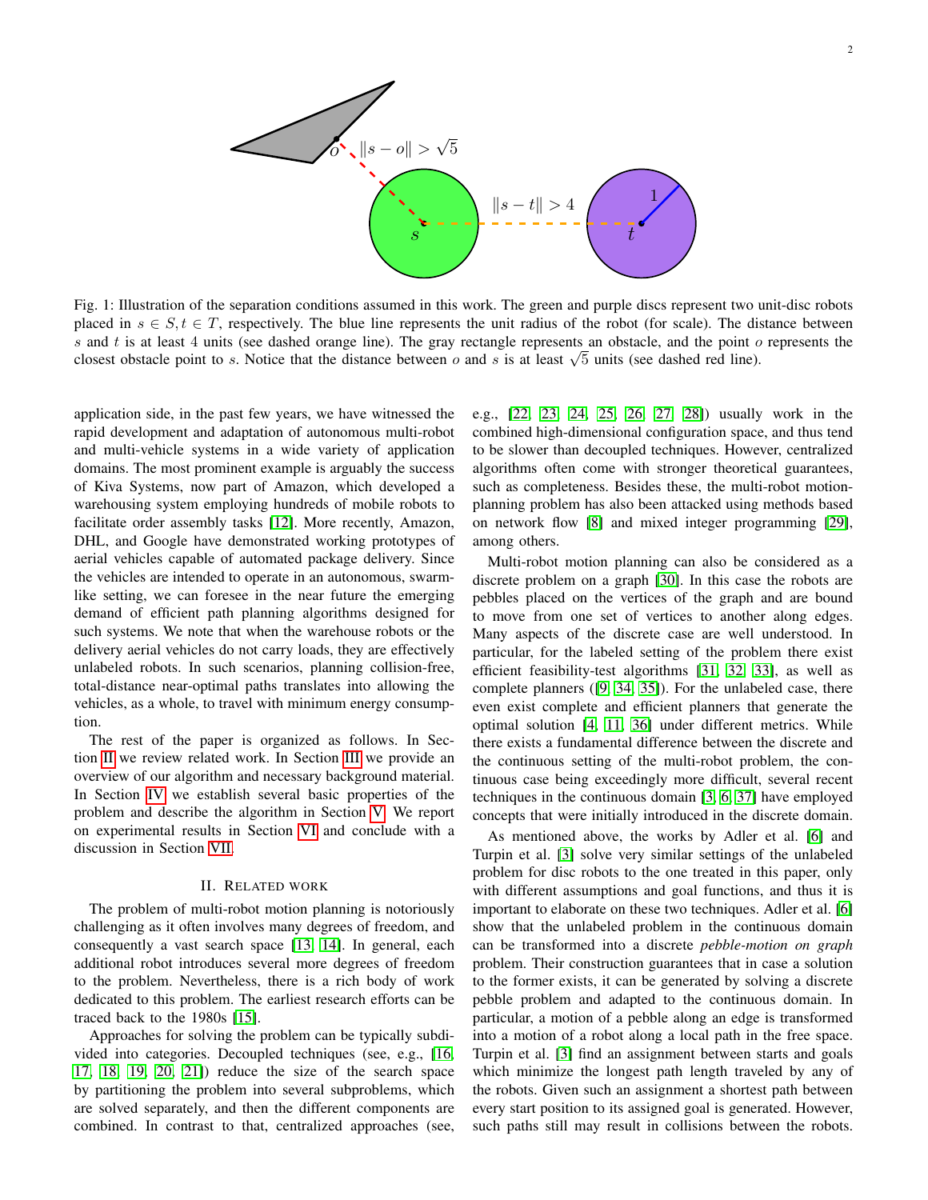Fig. 1: Illustration of the separation conditions assumed in this work. The green and purple discs represent two unit-disc robots placed in $s \in S, t \in T$, respectively. The blue line represents the unit radius of the robot (for scale). The distance between $s$ and $t$ is at least 4 units (see dashed orange line). The gray rectangle represents an obstacle, and the point $o$ represents the closest obstacle point to $s$. Notice that the distance between $o$ and $s$ is at least $\sqrt{5}$ units (see dashed red line).

application side, in the past few years, we have witnessed the rapid development and adaptation of autonomous multi-robot and multi-vehicle systems in a wide variety of application domains. The most prominent example is arguably the success of Kiva Systems, now part of Amazon, which developed a warehousing system employing hundreds of mobile robots to facilitate order assembly tasks [12]. More recently, Amazon, DHL, and Google have demonstrated working prototypes of aerial vehicles capable of automated package delivery. Since the vehicles are intended to operate in an autonomous, swarm-like setting, we can foresee in the near future the emerging demand of efficient path planning algorithms designed for such systems. We note that when the warehouse robots or the delivery aerial vehicles do not carry loads, they are effectively unlabeled robots. In such scenarios, planning collision-free, total-distance near-optimal paths translates into allowing the vehicles, as a whole, to travel with minimum energy consumption.

The rest of the paper is organized as follows. In Section II we review related work. In Section III we provide an overview of our algorithm and necessary background material. In Section IV we establish several basic properties of the problem and describe the algorithm in Section V. We report on experimental results in Section VI and conclude with a discussion in Section VII.

## II. Related work

The problem of multi-robot motion planning is notoriously challenging as it often involves many degrees of freedom, and consequently a vast search space [13, 14]. In general, each additional robot introduces several more degrees of freedom to the problem. Nevertheless, there is a rich body of work dedicated to this problem. The earliest research efforts can be traced back to the 1980s [15].

Approaches for solving the problem can be typically subdivided into categories. Decoupled techniques (see, e.g., [16, 17, 18, 19, 20, 21]) reduce the size of the search space by partitioning the problem into several subproblems, which are solved separately, and then the different components are combined. In contrast to that, centralized approaches (see, e.g., [22, 23, 24, 25, 26, 27, 28]) usually work in the combined high-dimensional configuration space, and thus tend to be slower than decoupled techniques. However, centralized algorithms often come with stronger theoretical guarantees, such as completeness. Besides these, the multi-robot motion-planning problem has also been attacked using methods based on network flow [8] and mixed integer programming [29], among others.

Multi-robot motion planning can also be considered as a discrete problem on a graph [30]. In this case the robots are pebbles placed on the vertices of the graph and are bound to move from one set of vertices to another along edges. Many aspects of the discrete case are well understood. In particular, for the labeled setting of the problem there exist efficient feasibility-test algorithms [31, 32, 33], as well as complete planners ([9, 34, 35]). For the unlabeled case, there even exist complete and efficient planners that generate the optimal solution [4, 11, 36] under different metrics. While there exists a fundamental difference between the discrete and the continuous setting of the multi-robot problem, the continuous case being exceedingly more difficult, several recent techniques in the continuous domain [3, 6, 37] have employed concepts that were initially introduced in the discrete domain.

As mentioned above, the works by Adler et al. [6] and Turpin et al. [3] solve very similar settings of the unlabeled problem for disc robots to the one treated in this paper, only with different assumptions and goal functions, and thus it is important to elaborate on these two techniques. Adler et al. [6] show that the unlabeled problem in the continuous domain can be transformed into a discrete *pebble-motion on graph* problem. Their construction guarantees that in case a solution to the former exists, it can be generated by solving a discrete pebble problem and adapted to the continuous domain. In particular, a motion of a pebble along an edge is transformed into a motion of a robot along a local path in the free space. Turpin et al. [3] find an assignment between starts and goals which minimize the longest path length traveled by any of the robots. Given such an assignment a shortest path between every start position to its assigned goal is generated. However, such paths still may result in collisions between the robots.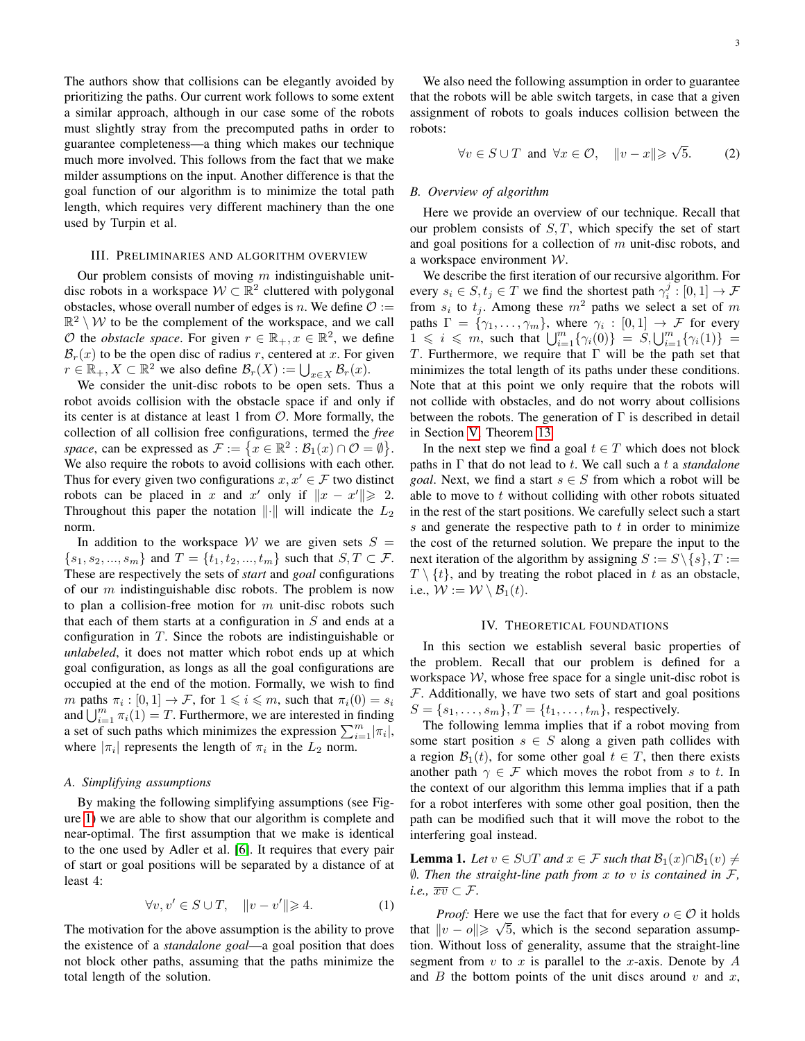The authors show that collisions can be elegantly avoided by prioritizing the paths. Our current work follows to some extent a similar approach, although in our case some of the robots must slightly stray from the precomputed paths in order to guarantee completeness—a thing which makes our technique much more involved. This follows from the fact that we make milder assumptions on the input. Another difference is that the goal function of our algorithm is to minimize the total path length, which requires very different machinery than the one used by Turpin et al.

## III. Preliminaries and algorithm overview

Our problem consists of moving $m$ indistinguishable unit-disc robots in a workspace $\mathcal{W} \subset \mathbb{R}^2$ cluttered with polygonal obstacles, whose overall number of edges is $n$. We define $\mathcal{O} := \mathbb{R}^2 \setminus \mathcal{W}$ to be the complement of the workspace, and we call $\mathcal{O}$ the *obstacle space*. For given $r \in \mathbb{R}_+, x \in \mathbb{R}^2$, we define $\mathcal{B}_r(x)$ to be the open disc of radius $r$, centered at $x$. For given $r \in \mathbb{R}_+, X \subset \mathbb{R}^2$ we also define $\mathcal{B}_r(X) := \bigcup_{x \in X} \mathcal{B}_r(x)$.

We consider the unit-disc robots to be open sets. Thus a robot avoids collision with the obstacle space if and only if its center is at distance at least 1 from $\mathcal{O}$. More formally, the collection of all collision free configurations, termed the *free space*, can be expressed as $\mathcal{F} := \{x \in \mathbb{R}^2 : \mathcal{B}_1(x) \cap \mathcal{O} = \emptyset\}$. We also require the robots to avoid collisions with each other. Thus for every given two configurations $x, x' \in \mathcal{F}$ two distinct robots can be placed in $x$ and $x'$ only if $\|x - x'\| \geqslant 2$. Throughout this paper the notation $\|\cdot\|$ will indicate the $L_2$ norm.

In addition to the workspace $\mathcal{W}$ we are given sets $S = \{s_1, s_2, ..., s_m\}$ and $T = \{t_1, t_2, ..., t_m\}$ such that $S, T \subset \mathcal{F}$. These are respectively the sets of *start* and *goal* configurations of our $m$ indistinguishable unit-disc robots. The problem is now to plan a collision-free motion for $m$ unit-disc robots such that each of them starts at a configuration in $S$ and ends at a configuration in $T$. Since the robots are indistinguishable or *unlabeled*, it does not matter which robot ends up at which goal configuration, as longs as all the goal configurations are occupied at the end of the motion. Formally, we wish to find $m$ paths $\pi_i : [0,1] \to \mathcal{F}$, for $1 \leqslant i \leqslant m$, such that $\pi_i(0) = s_i$ and $\bigcup_{i=1}^{m} \pi_i(1) = T$. Furthermore, we are interested in finding a set of such paths which minimizes the expression $\sum_{i=1}^{m} |\pi_i|$, where $|\pi_i|$ represents the length of $\pi_i$ in the $L_2$ norm.

### A. Simplifying assumptions

By making the following simplifying assumptions (see Figure 1) we are able to show that our algorithm is complete and near-optimal. The first assumption that we make is identical to the one used by Adler et al. [6]. It requires that every pair of start or goal positions will be separated by a distance of at least 4:

$$\forall v, v' \in S \cup T, \quad \|v - v'\| \geqslant 4. \tag{1}$$

The motivation for the above assumption is the ability to prove the existence of a *standalone goal*—a goal position that does not block other paths, assuming that the paths minimize the total length of the solution.

We also need the following assumption in order to guarantee that the robots will be able switch targets, in case that a given assignment of robots to goals induces collision between the robots:

$$\forall v \in S \cup T \text{ and } \forall x \in \mathcal{O}, \quad \|v - x\| \geqslant \sqrt{5}. \tag{2}$$

### B. Overview of algorithm

Here we provide an overview of our technique. Recall that our problem consists of $S, T$, which specify the set of start and goal positions for a collection of $m$ unit-disc robots, and a workspace environment $\mathcal{W}$.

We describe the first iteration of our recursive algorithm. For every $s_i \in S, t_j \in T$ we find the shortest path $\gamma_i^j : [0,1] \to \mathcal{F}$ from $s_i$ to $t_j$. Among these $m^2$ paths we select a set of $m$ paths $\Gamma = \{\gamma_1, \ldots, \gamma_m\}$, where $\gamma_i : [0,1] \to \mathcal{F}$ for every $1 \leqslant i \leqslant m$, such that $\bigcup_{i=1}^{m}\{\gamma_i(0)\} = S, \bigcup_{i=1}^{m}\{\gamma_i(1)\} = T$. Furthermore, we require that $\Gamma$ will be the path set that minimizes the total length of its paths under these conditions. Note that at this point we only require that the robots will not collide with obstacles, and do not worry about collisions between the robots. The generation of $\Gamma$ is described in detail in Section V, Theorem 13.

In the next step we find a goal $t \in T$ which does not block paths in $\Gamma$ that do not lead to $t$. We call such a $t$ a *standalone goal*. Next, we find a start $s \in S$ from which a robot will be able to move to $t$ without colliding with other robots situated in the rest of the start positions. We carefully select such a start $s$ and generate the respective path to $t$ in order to minimize the cost of the returned solution. We prepare the input to the next iteration of the algorithm by assigning $S := S \setminus \{s\}, T := T \setminus \{t\}$, and by treating the robot placed in $t$ as an obstacle, i.e., $\mathcal{W} := \mathcal{W} \setminus \mathcal{B}_1(t)$.

## IV. Theoretical foundations

In this section we establish several basic properties of the problem. Recall that our problem is defined for a workspace $\mathcal{W}$, whose free space for a single unit-disc robot is $\mathcal{F}$. Additionally, we have two sets of start and goal positions $S = \{s_1, \ldots, s_m\}, T = \{t_1, \ldots, t_m\}$, respectively.

The following lemma implies that if a robot moving from some start position $s \in S$ along a given path collides with a region $\mathcal{B}_1(t)$, for some other goal $t \in T$, then there exists another path $\gamma \in \mathcal{F}$ which moves the robot from $s$ to $t$. In the context of our algorithm this lemma implies that if a path for a robot interferes with some other goal position, then the path can be modified such that it will move the robot to the interfering goal instead.

**Lemma 1.** *Let $v \in S \cup T$ and $x \in \mathcal{F}$ such that $\mathcal{B}_1(x) \cap \mathcal{B}_1(v) \neq \emptyset$. Then the straight-line path from $x$ to $v$ is contained in $\mathcal{F}$, i.e., $\overline{xv} \subset \mathcal{F}$.*

*Proof:* Here we use the fact that for every $o \in \mathcal{O}$ it holds that $\|v - o\| \geqslant \sqrt{5}$, which is the second separation assumption. Without loss of generality, assume that the straight-line segment from $v$ to $x$ is parallel to the $x$-axis. Denote by $A$ and $B$ the bottom points of the unit discs around $v$ and $x$,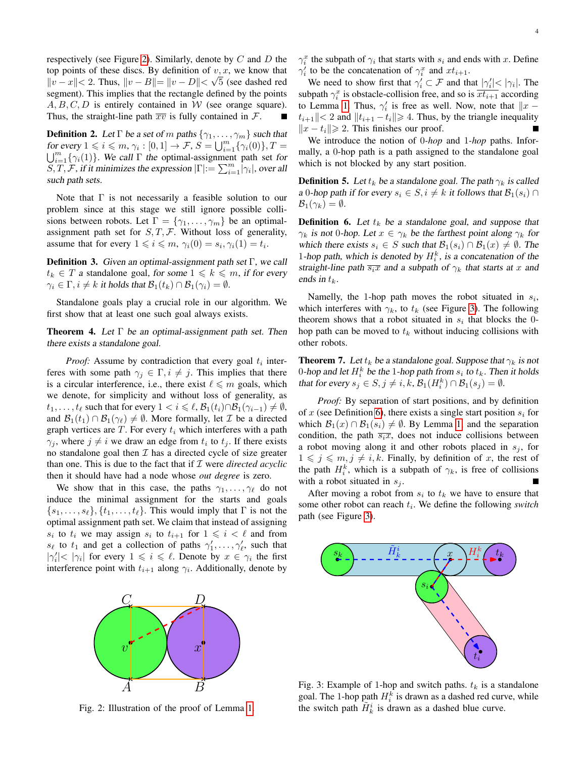respectively (see Figure 2). Similarly, denote by $C$ and $D$ the top points of these discs. By definition of $v, x$, we know that $\|v-x\|< 2$. Thus, $\|v-B\|=\|v-D\|<\sqrt{5}$ (see dashed red segment). This implies that the rectangle defined by the points $A, B, C, D$ is entirely contained in $\mathcal{W}$ (see orange square). Thus, the straight-line path $\overline{xv}$ is fully contained in $\mathcal{F}$. ■

**Definition 2.** *Let $\Gamma$ be a set of $m$ paths $\{\gamma_1, \ldots, \gamma_m\}$ such that for every $1 \leqslant i \leqslant m$, $\gamma_i : [0,1] \to \mathcal{F}$, $S = \bigcup_{i=1}^{m}\{\gamma_i(0)\}$, $T = \bigcup_{i=1}^{m}\{\gamma_i(1)\}$. We call $\Gamma$ the* optimal-assignment path set *for $S, T, \mathcal{F}$, if it minimizes the expression $|\Gamma| := \sum_{i=1}^{m}|\gamma_i|$, over all such path sets.*

Note that $\Gamma$ is not necessarily a feasible solution to our problem since at this stage we still ignore possible collisions between robots. Let $\Gamma = \{\gamma_1, \ldots, \gamma_m\}$ be an optimal-assignment path set for $S, T, \mathcal{F}$. Without loss of generality, assume that for every $1 \leqslant i \leqslant m$, $\gamma_i(0) = s_i, \gamma_i(1) = t_i$.

**Definition 3.** *Given an optimal-assignment path set $\Gamma$, we call $t_k \in T$ a* standalone goal, *for some $1 \leqslant k \leqslant m$, if for every $\gamma_i \in \Gamma, i \neq k$ it holds that $\mathcal{B}_1(t_k) \cap \mathcal{B}_1(\gamma_i) = \emptyset$.*

Standalone goals play a crucial role in our algorithm. We first show that at least one such goal always exists.

**Theorem 4.** *Let $\Gamma$ be an optimal-assignment path set. Then there exists a standalone goal.*

*Proof:* Assume by contradiction that every goal $t_i$ interferes with some path $\gamma_j \in \Gamma, i \neq j$. This implies that there is a circular interference, i.e., there exist $\ell \leqslant m$ goals, which we denote, for simplicity and without loss of generality, as $t_1, \ldots, t_\ell$ such that for every $1 < i \leqslant \ell$, $\mathcal{B}_1(t_i) \cap \mathcal{B}_1(\gamma_{i-1}) \neq \emptyset$, and $\mathcal{B}_1(t_1) \cap \mathcal{B}_1(\gamma_\ell) \neq \emptyset$. More formally, let $\mathcal{I}$ be a directed graph vertices are $T$. For every $t_i$ which interferes with a path $\gamma_j$, where $j \neq i$ we draw an edge from $t_i$ to $t_j$. If there exists no standalone goal then $\mathcal{I}$ has a directed cycle of size greater than one. This is due to the fact that if $\mathcal{I}$ were *directed acyclic* then it should have had a node whose *out degree* is zero.

We show that in this case, the paths $\gamma_1, \ldots, \gamma_\ell$ do not induce the minimal assignment for the starts and goals $\{s_1, \ldots, s_\ell\}, \{t_1, \ldots, t_\ell\}$. This would imply that $\Gamma$ is not the optimal assignment path set. We claim that instead of assigning $s_i$ to $t_i$ we may assign $s_i$ to $t_{i+1}$ for $1 \leqslant i < \ell$ and from $s_\ell$ to $t_1$ and get a collection of paths $\gamma_1', \ldots, \gamma_\ell'$, such that $|\gamma_i'| < |\gamma_i|$ for every $1 \leqslant i \leqslant \ell$. Denote by $x \in \gamma_i$ the first interference point with $t_{i+1}$ along $\gamma_i$. Additionally, denote by $\gamma_i^x$ the subpath of $\gamma_i$ that starts with $s_i$ and ends with $x$. Define $\gamma_i'$ to be the concatenation of $\gamma_i^x$ and $xt_{i+1}$.

We need to show first that $\gamma_i' \subset \mathcal{F}$ and that $|\gamma_i'| < |\gamma_i|$. The subpath $\gamma_i^x$ is obstacle-collision free, and so is $\overline{xt_{i+1}}$ according to Lemma 1. Thus, $\gamma_i'$ is free as well. Now, note that $\|x - t_{i+1}\| < 2$ and $\|t_{i+1} - t_i\| \geqslant 4$. Thus, by the triangle inequality $\|x - t_i\| \geqslant 2$. This finishes our proof. ■

Fig. 2: Illustration of the proof of Lemma 1.

We introduce the notion of $0$-*hop* and $1$-*hop* paths. Informally, a $0$-hop path is a path assigned to the standalone goal which is not blocked by any start position.

**Definition 5.** *Let $t_k$ be a standalone goal. The path $\gamma_k$ is called a $0$-hop path if for every $s_i \in S, i \neq k$ it follows that $\mathcal{B}_1(s_i) \cap \mathcal{B}_1(\gamma_k) = \emptyset$.*

**Definition 6.** *Let $t_k$ be a standalone goal, and suppose that $\gamma_k$ is not $0$-hop. Let $x \in \gamma_k$ be the farthest point along $\gamma_k$ for which there exists $s_i \in S$ such that $\mathcal{B}_1(s_i) \cap \mathcal{B}_1(x) \neq \emptyset$. The $1$-hop path, which is denoted by $H_i^k$, is a concatenation of the straight-line path $\overline{s_i x}$ and a subpath of $\gamma_k$ that starts at $x$ and ends in $t_k$.*

Namely, the $1$-hop path moves the robot situated in $s_i$, which interferes with $\gamma_k$, to $t_k$ (see Figure 3). The following theorem shows that a robot situated in $s_i$ that blocks the $0$-hop path can be moved to $t_k$ without inducing collisions with other robots.

**Theorem 7.** *Let $t_k$ be a standalone goal. Suppose that $\gamma_k$ is not $0$-hop and let $H_i^k$ be the $1$-hop path from $s_i$ to $t_k$. Then it holds that for every $s_j \in S, j \neq i, k$, $\mathcal{B}_1(H_i^k) \cap \mathcal{B}_1(s_j) = \emptyset$.*

*Proof:* By separation of start positions, and by definition of $x$ (see Definition 6), there exists a single start position $s_i$ for which $\mathcal{B}_1(x) \cap \mathcal{B}_1(s_i) \neq \emptyset$. By Lemma 1 and the separation condition, the path $\overline{s_i x}$, does not induce collisions between a robot moving along it and other robots placed in $s_j$, for $1 \leqslant j \leqslant m, j \neq i, k$. Finally, by definition of $x$, the rest of the path $H_i^k$, which is a subpath of $\gamma_k$, is free of collisions with a robot situated in $s_j$. ■

After moving a robot from $s_i$ to $t_k$ we have to ensure that some other robot can reach $t_i$. We define the following *switch* path (see Figure 3).

Fig. 3: Example of $1$-hop and switch paths. $t_k$ is a standalone goal. The $1$-hop path $H_i^k$ is drawn as a dashed red curve, while the switch path $\tilde{H}_k^i$ is drawn as a dashed blue curve.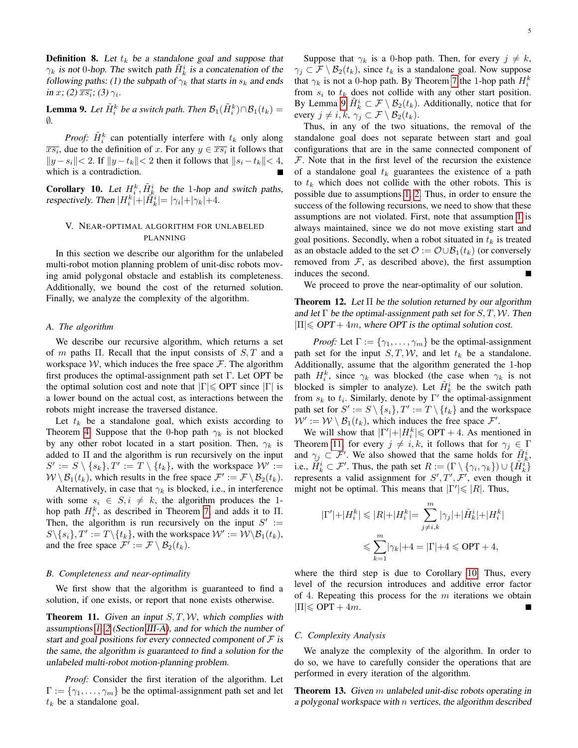**Definition 8.** *Let $t_k$ be a standalone goal and suppose that $\gamma_k$ is not 0-hop. The switch path $\tilde{H}^i_k$ is a concatenation of the following paths: (1) the subpath of $\gamma_k$ that starts in $s_k$ and ends in $x$; (2) $\overline{xs_i}$; (3) $\gamma_i$.*

**Lemma 9.** *Let $\tilde{H}^k_i$ be a switch path. Then $\mathcal{B}_1(\tilde{H}^k_i) \cap \mathcal{B}_1(t_k) = \emptyset$.*

*Proof:* $\tilde{H}^k_i$ can potentially interfere with $t_k$ only along $\overline{xs_i}$, due to the definition of $x$. For any $y \in \overline{xs_i}$ it follows that $\|y - s_i\| < 2$. If $\|y - t_k\| < 2$ then it follows that $\|s_i - t_k\| < 4$, which is a contradiction. ∎

**Corollary 10.** *Let $H^k_i, \tilde{H}^i_k$ be the 1-hop and switch paths, respectively. Then $|H^k_i| + |\tilde{H}^i_k| = |\gamma_i| + |\gamma_k| + 4$.*

## V. Near-optimal algorithm for unlabeled planning

In this section we describe our algorithm for the unlabeled multi-robot motion planning problem of unit-disc robots moving amid polygonal obstacle and establish its completeness. Additionally, we bound the cost of the returned solution. Finally, we analyze the complexity of the algorithm.

### A. The algorithm

We describe our recursive algorithm, which returns a set of $m$ paths $\Pi$. Recall that the input consists of $S, T$ and a workspace $\mathcal{W}$, which induces the free space $\mathcal{F}$. The algorithm first produces the optimal-assignment path set $\Gamma$. Let OPT be the optimal solution cost and note that $|\Gamma| \leqslant$ OPT since $|\Gamma|$ is a lower bound on the actual cost, as interactions between the robots might increase the traversed distance.

Let $t_k$ be a standalone goal, which exists according to Theorem 4. Suppose that the 0-hop path $\gamma_k$ is not blocked by any other robot located in a start position. Then, $\gamma_k$ is added to $\Pi$ and the algorithm is run recursively on the input $S' := S \setminus \{s_k\}, T' := T \setminus \{t_k\}$, with the workspace $\mathcal{W}' := \mathcal{W} \setminus \mathcal{B}_1(t_k)$, which results in the free space $\mathcal{F}' := \mathcal{F} \setminus \mathcal{B}_2(t_k)$.

Alternatively, in case that $\gamma_k$ is blocked, i.e., in interference with some $s_i \in S, i \neq k$, the algorithm produces the 1-hop path $H^k_i$, as described in Theorem 7, and adds it to $\Pi$. Then, the algorithm is run recursively on the input $S' := S \setminus \{s_i\}, T' := T \setminus \{t_k\}$, with the workspace $\mathcal{W}' := \mathcal{W} \setminus \mathcal{B}_1(t_k)$, and the free space $\mathcal{F}' := \mathcal{F} \setminus \mathcal{B}_2(t_k)$.

### B. Completeness and near-optimality

We first show that the algorithm is guaranteed to find a solution, if one exists, or report that none exists otherwise.

**Theorem 11.** *Given an input $S, T, \mathcal{W}$, which complies with assumptions 1, 2 (Section III-A), and for which the number of start and goal positions for every connected component of $\mathcal{F}$ is the same, the algorithm is guaranteed to find a solution for the unlabeled multi-robot motion-planning problem.*

*Proof:* Consider the first iteration of the algorithm. Let $\Gamma := \{\gamma_1, \ldots, \gamma_m\}$ be the optimal-assignment path set and let $t_k$ be a standalone goal.

Suppose that $\gamma_k$ is a 0-hop path. Then, for every $j \neq k$, $\gamma_j \subset \mathcal{F} \setminus \mathcal{B}_2(t_k)$, since $t_k$ is a standalone goal. Now suppose that $\gamma_k$ is not a 0-hop path. By Theorem 7 the 1-hop path $H^k_i$ from $s_i$ to $t_k$ does not collide with any other start position. By Lemma 9 $\tilde{H}^i_k \subset \mathcal{F} \setminus \mathcal{B}_2(t_k)$. Additionally, notice that for every $j \neq i, k$, $\gamma_j \subset \mathcal{F} \setminus \mathcal{B}_2(t_k)$.

Thus, in any of the two situations, the removal of the standalone goal does not separate between start and goal configurations that are in the same connected component of $\mathcal{F}$. Note that in the first level of the recursion the existence of a standalone goal $t_k$ guarantees the existence of a path to $t_k$ which does not collide with the other robots. This is possible due to assumptions 1, 2. Thus, in order to ensure the success of the following recursions, we need to show that these assumptions are not violated. First, note that assumption 1 is always maintained, since we do not move existing start and goal positions. Secondly, when a robot situated in $t_k$ is treated as an obstacle added to the set $\mathcal{O} := \mathcal{O} \cup \mathcal{B}_1(t_k)$ (or conversely removed from $\mathcal{F}$, as described above), the first assumption induces the second. ∎

We proceed to prove the near-optimality of our solution.

**Theorem 12.** *Let $\Pi$ be the solution returned by our algorithm and let $\Gamma$ be the optimal-assignment path set for $S, T, \mathcal{W}$. Then $|\Pi| \leqslant$ OPT $+ 4m$, where OPT is the optimal solution cost.*

*Proof:* Let $\Gamma := \{\gamma_1, \ldots, \gamma_m\}$ be the optimal-assignment path set for the input $S, T, \mathcal{W}$, and let $t_k$ be a standalone. Additionally, assume that the algorithm generated the 1-hop path $H^k_i$, since $\gamma_k$ was blocked (the case when $\gamma_k$ is not blocked is simpler to analyze). Let $\tilde{H}^i_k$ be the switch path from $s_k$ to $t_i$. Similarly, denote by $\Gamma'$ the optimal-assignment path set for $S' := S \setminus \{s_i\}, T' := T \setminus \{t_k\}$ and the workspace $\mathcal{W}' := \mathcal{W} \setminus \mathcal{B}_1(t_k)$, which induces the free space $\mathcal{F}'$.

We will show that $|\Gamma'| + |H^k_i| \leqslant$ OPT $+ 4$. As mentioned in Theorem 11, for every $j \neq i, k$, it follows that for $\gamma_j \in \Gamma$ and $\gamma_j \subset \mathcal{F}'$. We also showed that the same holds for $\tilde{H}^i_k$, i.e., $\tilde{H}^i_k \subset \mathcal{F}'$. Thus, the path set $R := (\Gamma \setminus \{\gamma_i, \gamma_k\}) \cup \{\tilde{H}^i_k\}$ represents a valid assignment for $S', T', \mathcal{F}'$, even though it might not be optimal. This means that $|\Gamma'| \leqslant |R|$. Thus,

$$
\begin{aligned}
|\Gamma'| + |H^k_i| &\leqslant |R| + |H^k_i| = \sum_{j \neq i,k}^{m} |\gamma_j| + |\tilde{H}^i_k| + |H^k_i| \\
&\leqslant \sum_{k=1}^{m} |\gamma_k| + 4 = |\Gamma| + 4 \leqslant \text{OPT} + 4,
\end{aligned}
$$

where the third step is due to Corollary 10. Thus, every level of the recursion introduces and additive error factor of 4. Repeating this process for the $m$ iterations we obtain $|\Pi| \leqslant$ OPT $+ 4m$. ∎

### C. Complexity Analysis

We analyze the complexity of the algorithm. In order to do so, we have to carefully consider the operations that are performed in every iteration of the algorithm.

**Theorem 13.** *Given $m$ unlabeled unit-disc robots operating in a polygonal workspace with $n$ vertices, the algorithm described*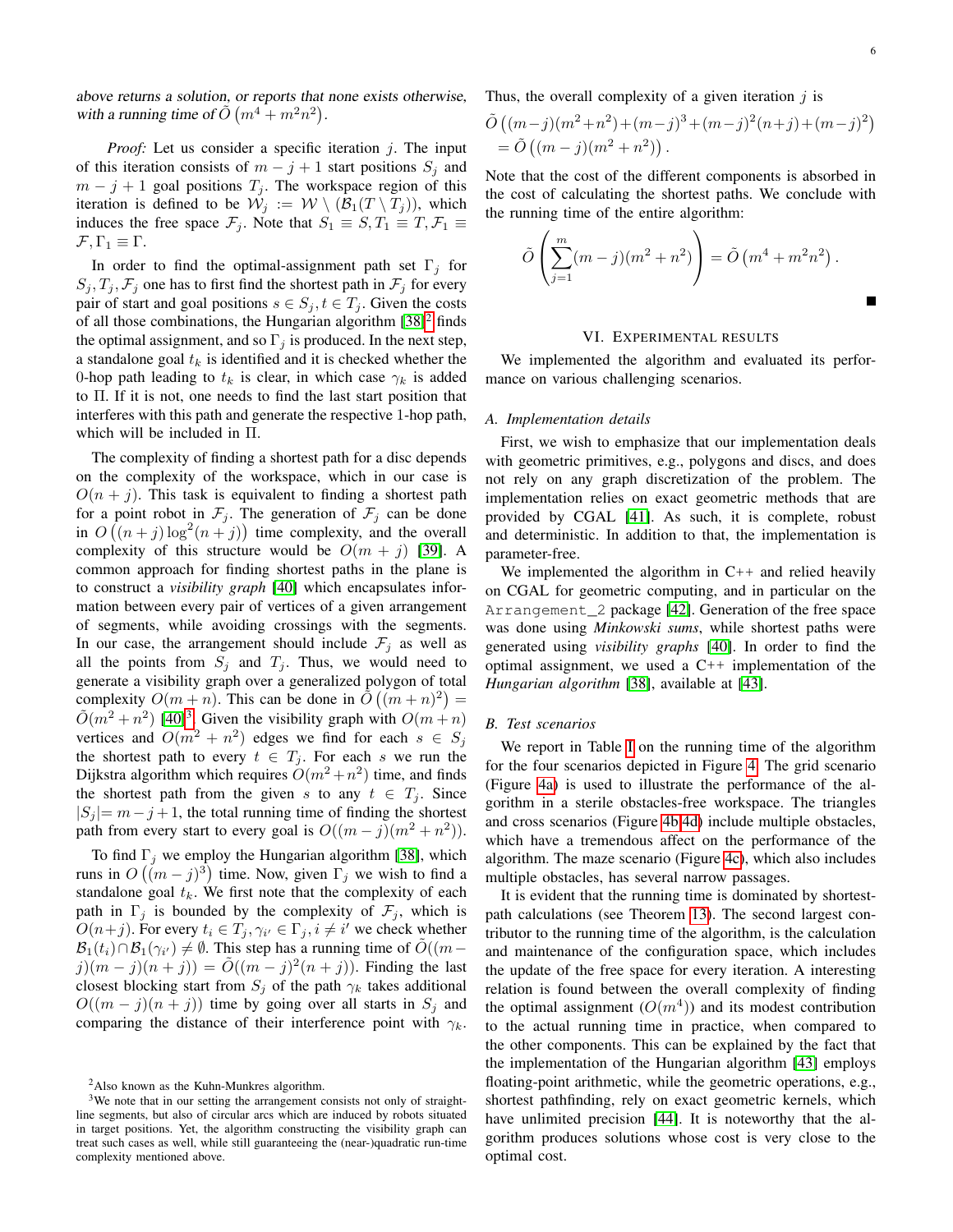*above returns a solution, or reports that none exists otherwise, with a running time of* $\tilde{O}\left(m^4 + m^2n^2\right)$.

*Proof:* Let us consider a specific iteration $j$. The input of this iteration consists of $m - j + 1$ start positions $S_j$ and $m - j + 1$ goal positions $T_j$. The workspace region of this iteration is defined to be $\mathcal{W}_j := \mathcal{W} \setminus (\mathcal{B}_1(T \setminus T_j))$, which induces the free space $\mathcal{F}_j$. Note that $S_1 \equiv S, T_1 \equiv T, \mathcal{F}_1 \equiv \mathcal{F}, \Gamma_1 \equiv \Gamma$.

In order to find the optimal-assignment path set $\Gamma_j$ for $S_j, T_j, \mathcal{F}_j$ one has to first find the shortest path in $\mathcal{F}_j$ for every pair of start and goal positions $s \in S_j, t \in T_j$. Given the costs of all those combinations, the Hungarian algorithm [38][2] finds the optimal assignment, and so $\Gamma_j$ is produced. In the next step, a standalone goal $t_k$ is identified and it is checked whether the 0-hop path leading to $t_k$ is clear, in which case $\gamma_k$ is added to $\Pi$. If it is not, one needs to find the last start position that interferes with this path and generate the respective 1-hop path, which will be included in $\Pi$.

The complexity of finding a shortest path for a disc depends on the complexity of the workspace, which in our case is $O(n + j)$. This task is equivalent to finding a shortest path for a point robot in $\mathcal{F}_j$. The generation of $\mathcal{F}_j$ can be done in $O\left((n + j)\log^2(n + j)\right)$ time complexity, and the overall complexity of this structure would be $O(m + j)$ [39]. A common approach for finding shortest paths in the plane is to construct a *visibility graph* [40] which encapsulates information between every pair of vertices of a given arrangement of segments, while avoiding crossings with the segments. In our case, the arrangement should include $\mathcal{F}_j$ as well as all the points from $S_j$ and $T_j$. Thus, we would need to generate a visibility graph over a generalized polygon of total complexity $O(m + n)$. This can be done in $\tilde{O}\left((m + n)^2\right) = \tilde{O}(m^2 + n^2)$ [40][3]. Given the visibility graph with $O(m + n)$ vertices and $O(m^2 + n^2)$ edges we find for each $s \in S_j$ the shortest path to every $t \in T_j$. For each $s$ we run the Dijkstra algorithm which requires $O(m^2 + n^2)$ time, and finds the shortest path from the given $s$ to any $t \in T_j$. Since $|S_j| = m - j + 1$, the total running time of finding the shortest path from every start to every goal is $O((m - j)(m^2 + n^2))$.

To find $\Gamma_j$ we employ the Hungarian algorithm [38], which runs in $O\left((m - j)^3\right)$ time. Now, given $\Gamma_j$ we wish to find a standalone goal $t_k$. We first note that the complexity of each path in $\Gamma_j$ is bounded by the complexity of $\mathcal{F}_j$, which is $O(n + j)$. For every $t_i \in T_j, \gamma_{i'} \in \Gamma_j, i \neq i'$ we check whether $\mathcal{B}_1(t_i) \cap \mathcal{B}_1(\gamma_{i'}) \neq \emptyset$. This step has a running time of $\tilde{O}((m - j)(m - j)(n + j)) = \tilde{O}((m - j)^2(n + j))$. Finding the last closest blocking start from $S_j$ of the path $\gamma_k$ takes additional $O((m - j)(n + j))$ time by going over all starts in $S_j$ and comparing the distance of their interference point with $\gamma_k$. Thus, the overall complexity of a given iteration $j$ is

$$\tilde{O}\left((m-j)(m^2+n^2)+(m-j)^3+(m-j)^2(n+j)+(m-j)^2\right) = \tilde{O}\left((m - j)(m^2 + n^2)\right).$$

Note that the cost of the different components is absorbed in the cost of calculating the shortest paths. We conclude with the running time of the entire algorithm:

$$\tilde{O}\left(\sum_{j=1}^{m}(m - j)(m^2 + n^2)\right) = \tilde{O}\left(m^4 + m^2n^2\right).$$

■

## VI. Experimental results

We implemented the algorithm and evaluated its performance on various challenging scenarios.

### A. Implementation details

First, we wish to emphasize that our implementation deals with geometric primitives, e.g., polygons and discs, and does not rely on any graph discretization of the problem. The implementation relies on exact geometric methods that are provided by CGAL [41]. As such, it is complete, robust and deterministic. In addition to that, the implementation is parameter-free.

We implemented the algorithm in C++ and relied heavily on CGAL for geometric computing, and in particular on the `Arrangement_2` package [42]. Generation of the free space was done using *Minkowski sums*, while shortest paths were generated using *visibility graphs* [40]. In order to find the optimal assignment, we used a C++ implementation of the *Hungarian algorithm* [38], available at [43].

### B. Test scenarios

We report in Table I on the running time of the algorithm for the four scenarios depicted in Figure 4. The grid scenario (Figure 4a) is used to illustrate the performance of the algorithm in a sterile obstacles-free workspace. The triangles and cross scenarios (Figure 4b,4d) include multiple obstacles, which have a tremendous affect on the performance of the algorithm. The maze scenario (Figure 4c), which also includes multiple obstacles, has several narrow passages.

It is evident that the running time is dominated by shortest-path calculations (see Theorem 13). The second largest contributor to the running time of the algorithm, is the calculation and maintenance of the configuration space, which includes the update of the free space for every iteration. A interesting relation is found between the overall complexity of finding the optimal assignment ($O(m^4)$) and its modest contribution to the actual running time in practice, when compared to the other components. This can be explained by the fact that the implementation of the Hungarian algorithm [43] employs floating-point arithmetic, while the geometric operations, e.g., shortest pathfinding, rely on exact geometric kernels, which have unlimited precision [44]. It is noteworthy that the algorithm produces solutions whose cost is very close to the optimal cost.

[2] Also known as the Kuhn-Munkres algorithm.

[3] We note that in our setting the arrangement consists not only of straight-line segments, but also of circular arcs which are induced by robots situated in target positions. Yet, the algorithm constructing the visibility graph can treat such cases as well, while still guaranteeing the (near-)quadratic run-time complexity mentioned above.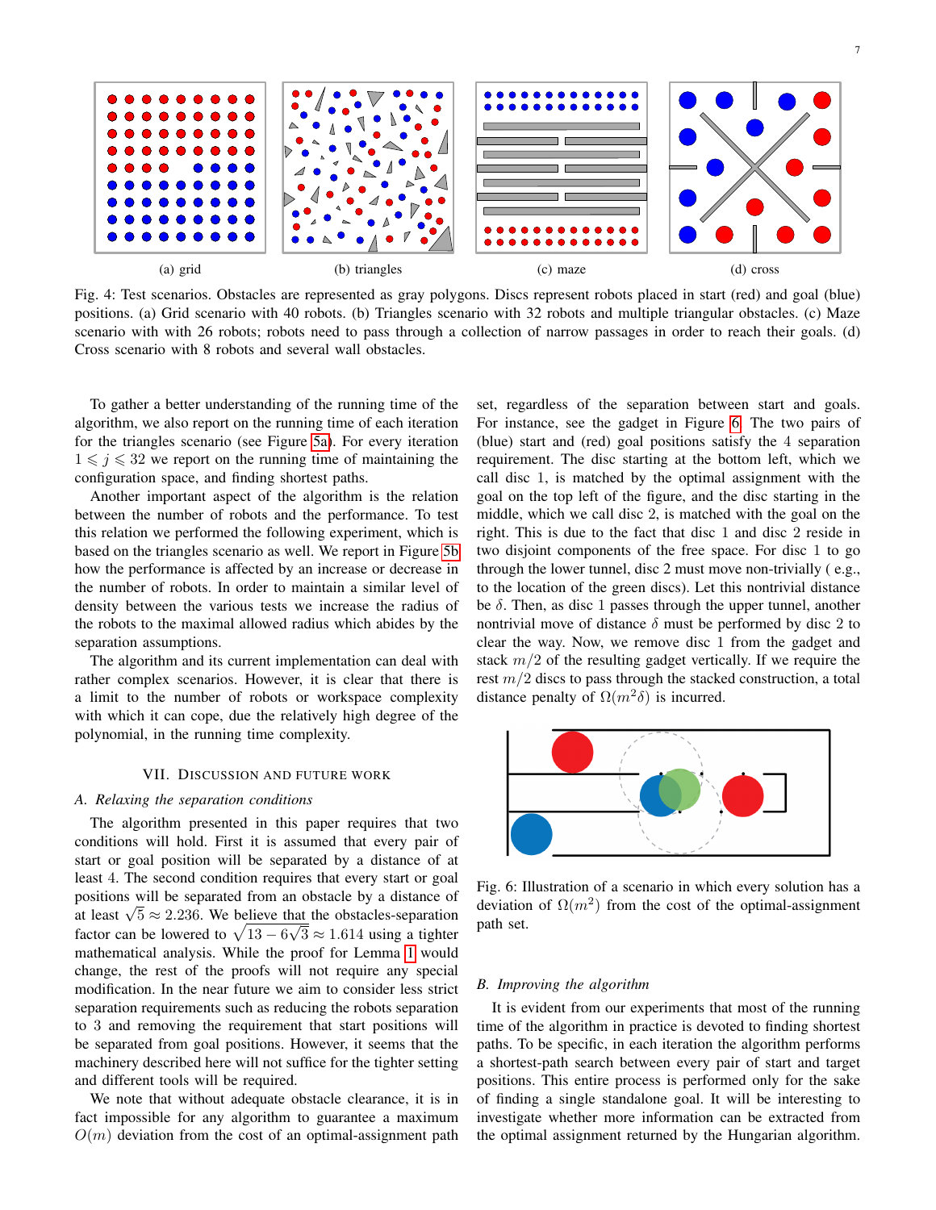(a) grid

(b) triangles

(c) maze

(d) cross

Fig. 4: Test scenarios. Obstacles are represented as gray polygons. Discs represent robots placed in start (red) and goal (blue) positions. (a) Grid scenario with 40 robots. (b) Triangles scenario with 32 robots and multiple triangular obstacles. (c) Maze scenario with with 26 robots; robots need to pass through a collection of narrow passages in order to reach their goals. (d) Cross scenario with 8 robots and several wall obstacles.

To gather a better understanding of the running time of the algorithm, we also report on the running time of each iteration for the triangles scenario (see Figure 5a). For every iteration $1 \leqslant j \leqslant 32$ we report on the running time of maintaining the configuration space, and finding shortest paths.

Another important aspect of the algorithm is the relation between the number of robots and the performance. To test this relation we performed the following experiment, which is based on the triangles scenario as well. We report in Figure 5b how the performance is affected by an increase or decrease in the number of robots. In order to maintain a similar level of density between the various tests we increase the radius of the robots to the maximal allowed radius which abides by the separation assumptions.

The algorithm and its current implementation can deal with rather complex scenarios. However, it is clear that there is a limit to the number of robots or workspace complexity with which it can cope, due the relatively high degree of the polynomial, in the running time complexity.

## VII. Discussion and Future Work

### A. Relaxing the separation conditions

The algorithm presented in this paper requires that two conditions will hold. First it is assumed that every pair of start or goal position will be separated by a distance of at least 4. The second condition requires that every start or goal positions will be separated from an obstacle by a distance of at least $\sqrt{5} \approx 2.236$. We believe that the obstacles-separation factor can be lowered to $\sqrt{13 - 6\sqrt{3}} \approx 1.614$ using a tighter mathematical analysis. While the proof for Lemma 1 would change, the rest of the proofs will not require any special modification. In the near future we aim to consider less strict separation requirements such as reducing the robots separation to 3 and removing the requirement that start positions will be separated from goal positions. However, it seems that the machinery described here will not suffice for the tighter setting and different tools will be required.

We note that without adequate obstacle clearance, it is in fact impossible for any algorithm to guarantee a maximum $O(m)$ deviation from the cost of an optimal-assignment path set, regardless of the separation between start and goals. For instance, see the gadget in Figure 6. The two pairs of (blue) start and (red) goal positions satisfy the 4 separation requirement. The disc starting at the bottom left, which we call disc 1, is matched by the optimal assignment with the goal on the top left of the figure, and the disc starting in the middle, which we call disc 2, is matched with the goal on the right. This is due to the fact that disc 1 and disc 2 reside in two disjoint components of the free space. For disc 1 to go through the lower tunnel, disc 2 must move non-trivially ( e.g., to the location of the green discs). Let this nontrivial distance be $\delta$. Then, as disc 1 passes through the upper tunnel, another nontrivial move of distance $\delta$ must be performed by disc 2 to clear the way. Now, we remove disc 1 from the gadget and stack $m/2$ of the resulting gadget vertically. If we require the rest $m/2$ discs to pass through the stacked construction, a total distance penalty of $\Omega(m^2\delta)$ is incurred.

Fig. 6: Illustration of a scenario in which every solution has a deviation of $\Omega(m^2)$ from the cost of the optimal-assignment path set.

### B. Improving the algorithm

It is evident from our experiments that most of the running time of the algorithm in practice is devoted to finding shortest paths. To be specific, in each iteration the algorithm performs a shortest-path search between every pair of start and target positions. This entire process is performed only for the sake of finding a single standalone goal. It will be interesting to investigate whether more information can be extracted from the optimal assignment returned by the Hungarian algorithm.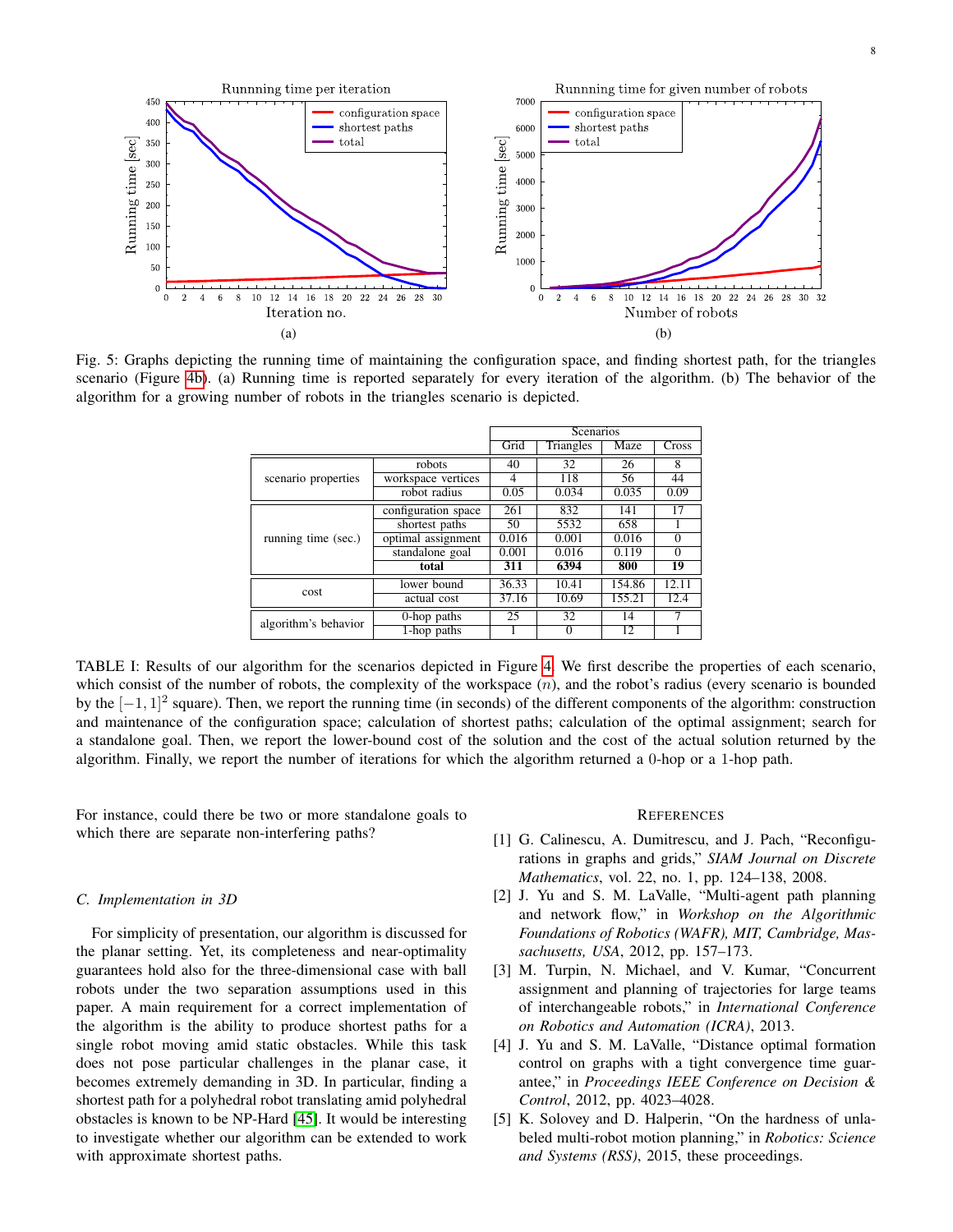Fig. 5: Graphs depicting the running time of maintaining the configuration space, and finding shortest path, for the triangles scenario (Figure 4b). (a) Running time is reported separately for every iteration of the algorithm. (b) The behavior of the algorithm for a growing number of robots in the triangles scenario is depicted.

| | | Scenarios | | | |
|---|---|---|---|---|---|
| | | Grid | Triangles | Maze | Cross |
| scenario properties | robots | 40 | 32 | 26 | 8 |
| | workspace vertices | 4 | 118 | 56 | 44 |
| | robot radius | 0.05 | 0.034 | 0.035 | 0.09 |
| running time (sec.) | configuration space | 261 | 832 | 141 | 17 |
| | shortest paths | 50 | 5532 | 658 | 1 |
| | optimal assignment | 0.016 | 0.001 | 0.016 | 0 |
| | standalone goal | 0.001 | 0.016 | 0.119 | 0 |
| | **total** | **311** | **6394** | **800** | **19** |
| cost | lower bound | 36.33 | 10.41 | 154.86 | 12.11 |
| | actual cost | 37.16 | 10.69 | 155.21 | 12.4 |
| algorithm's behavior | 0-hop paths | 25 | 32 | 14 | 7 |
| | 1-hop paths | 1 | 0 | 12 | 1 |

TABLE I: Results of our algorithm for the scenarios depicted in Figure 4. We first describe the properties of each scenario, which consist of the number of robots, the complexity of the workspace ($n$), and the robot's radius (every scenario is bounded by the $[-1, 1]^2$ square). Then, we report the running time (in seconds) of the different components of the algorithm: construction and maintenance of the configuration space; calculation of shortest paths; calculation of the optimal assignment; search for a standalone goal. Then, we report the lower-bound cost of the solution and the cost of the actual solution returned by the algorithm. Finally, we report the number of iterations for which the algorithm returned a 0-hop or a 1-hop path.

For instance, could there be two or more standalone goals to which there are separate non-interfering paths?

### C. Implementation in 3D

For simplicity of presentation, our algorithm is discussed for the planar setting. Yet, its completeness and near-optimality guarantees hold also for the three-dimensional case with ball robots under the two separation assumptions used in this paper. A main requirement for a correct implementation of the algorithm is the ability to produce shortest paths for a single robot moving amid static obstacles. While this task does not pose particular challenges in the planar case, it becomes extremely demanding in 3D. In particular, finding a shortest path for a polyhedral robot translating amid polyhedral obstacles is known to be NP-Hard [45]. It would be interesting to investigate whether our algorithm can be extended to work with approximate shortest paths.

## References

[1] G. Calinescu, A. Dumitrescu, and J. Pach, "Reconfigurations in graphs and grids," *SIAM Journal on Discrete Mathematics*, vol. 22, no. 1, pp. 124–138, 2008.

[2] J. Yu and S. M. LaValle, "Multi-agent path planning and network flow," in *Workshop on the Algorithmic Foundations of Robotics (WAFR), MIT, Cambridge, Massachusetts, USA*, 2012, pp. 157–173.

[3] M. Turpin, N. Michael, and V. Kumar, "Concurrent assignment and planning of trajectories for large teams of interchangeable robots," in *International Conference on Robotics and Automation (ICRA)*, 2013.

[4] J. Yu and S. M. LaValle, "Distance optimal formation control on graphs with a tight convergence time guarantee," in *Proceedings IEEE Conference on Decision & Control*, 2012, pp. 4023–4028.

[5] K. Solovey and D. Halperin, "On the hardness of unlabeled multi-robot motion planning," in *Robotics: Science and Systems (RSS)*, 2015, these proceedings.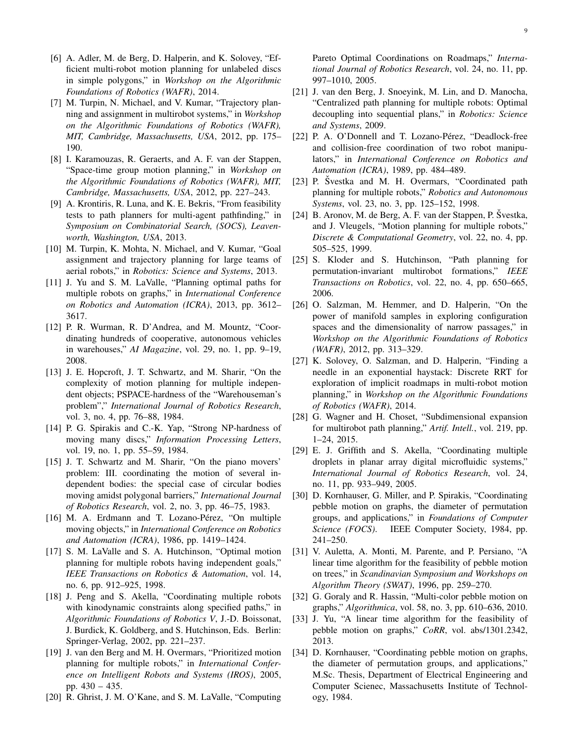[6] A. Adler, M. de Berg, D. Halperin, and K. Solovey, "Efficient multi-robot motion planning for unlabeled discs in simple polygons," in *Workshop on the Algorithmic Foundations of Robotics (WAFR)*, 2014.

[7] M. Turpin, N. Michael, and V. Kumar, "Trajectory planning and assignment in multirobot systems," in *Workshop on the Algorithmic Foundations of Robotics (WAFR), MIT, Cambridge, Massachusetts, USA*, 2012, pp. 175–190.

[8] I. Karamouzas, R. Geraerts, and A. F. van der Stappen, "Space-time group motion planning," in *Workshop on the Algorithmic Foundations of Robotics (WAFR), MIT, Cambridge, Massachusetts, USA*, 2012, pp. 227–243.

[9] A. Krontiris, R. Luna, and K. E. Bekris, "From feasibility tests to path planners for multi-agent pathfinding," in *Symposium on Combinatorial Search, (SOCS), Leavenworth, Washington, USA*, 2013.

[10] M. Turpin, K. Mohta, N. Michael, and V. Kumar, "Goal assignment and trajectory planning for large teams of aerial robots," in *Robotics: Science and Systems*, 2013.

[11] J. Yu and S. M. LaValle, "Planning optimal paths for multiple robots on graphs," in *International Conference on Robotics and Automation (ICRA)*, 2013, pp. 3612–3617.

[12] P. R. Wurman, R. D'Andrea, and M. Mountz, "Coordinating hundreds of cooperative, autonomous vehicles in warehouses," *AI Magazine*, vol. 29, no. 1, pp. 9–19, 2008.

[13] J. E. Hopcroft, J. T. Schwartz, and M. Sharir, "On the complexity of motion planning for multiple independent objects; PSPACE-hardness of the "Warehouseman's problem"," *International Journal of Robotics Research*, vol. 3, no. 4, pp. 76–88, 1984.

[14] P. G. Spirakis and C.-K. Yap, "Strong NP-hardness of moving many discs," *Information Processing Letters*, vol. 19, no. 1, pp. 55–59, 1984.

[15] J. T. Schwartz and M. Sharir, "On the piano movers' problem: III. coordinating the motion of several independent bodies: the special case of circular bodies moving amidst polygonal barriers," *International Journal of Robotics Research*, vol. 2, no. 3, pp. 46–75, 1983.

[16] M. A. Erdmann and T. Lozano-Pérez, "On multiple moving objects," in *International Conference on Robotics and Automation (ICRA)*, 1986, pp. 1419–1424.

[17] S. M. LaValle and S. A. Hutchinson, "Optimal motion planning for multiple robots having independent goals," *IEEE Transactions on Robotics & Automation*, vol. 14, no. 6, pp. 912–925, 1998.

[18] J. Peng and S. Akella, "Coordinating multiple robots with kinodynamic constraints along specified paths," in *Algorithmic Foundations of Robotics V*, J.-D. Boissonat, J. Burdick, K. Goldberg, and S. Hutchinson, Eds. Berlin: Springer-Verlag, 2002, pp. 221–237.

[19] J. van den Berg and M. H. Overmars, "Prioritized motion planning for multiple robots," in *International Conference on Intelligent Robots and Systems (IROS)*, 2005, pp. 430 – 435.

[20] R. Ghrist, J. M. O'Kane, and S. M. LaValle, "Computing Pareto Optimal Coordinations on Roadmaps," *International Journal of Robotics Research*, vol. 24, no. 11, pp. 997–1010, 2005.

[21] J. van den Berg, J. Snoeyink, M. Lin, and D. Manocha, "Centralized path planning for multiple robots: Optimal decoupling into sequential plans," in *Robotics: Science and Systems*, 2009.

[22] P. A. O'Donnell and T. Lozano-Pérez, "Deadlock-free and collision-free coordination of two robot manipulators," in *International Conference on Robotics and Automation (ICRA)*, 1989, pp. 484–489.

[23] P. Švestka and M. H. Overmars, "Coordinated path planning for multiple robots," *Robotics and Autonomous Systems*, vol. 23, no. 3, pp. 125–152, 1998.

[24] B. Aronov, M. de Berg, A. F. van der Stappen, P. Švestka, and J. Vleugels, "Motion planning for multiple robots," *Discrete & Computational Geometry*, vol. 22, no. 4, pp. 505–525, 1999.

[25] S. Kloder and S. Hutchinson, "Path planning for permutation-invariant multirobot formations," *IEEE Transactions on Robotics*, vol. 22, no. 4, pp. 650–665, 2006.

[26] O. Salzman, M. Hemmer, and D. Halperin, "On the power of manifold samples in exploring configuration spaces and the dimensionality of narrow passages," in *Workshop on the Algorithmic Foundations of Robotics (WAFR)*, 2012, pp. 313–329.

[27] K. Solovey, O. Salzman, and D. Halperin, "Finding a needle in an exponential haystack: Discrete RRT for exploration of implicit roadmaps in multi-robot motion planning," in *Workshop on the Algorithmic Foundations of Robotics (WAFR)*, 2014.

[28] G. Wagner and H. Choset, "Subdimensional expansion for multirobot path planning," *Artif. Intell.*, vol. 219, pp. 1–24, 2015.

[29] E. J. Griffith and S. Akella, "Coordinating multiple droplets in planar array digital microfluidic systems," *International Journal of Robotics Research*, vol. 24, no. 11, pp. 933–949, 2005.

[30] D. Kornhauser, G. Miller, and P. Spirakis, "Coordinating pebble motion on graphs, the diameter of permutation groups, and applications," in *Foundations of Computer Science (FOCS)*. IEEE Computer Society, 1984, pp. 241–250.

[31] V. Auletta, A. Monti, M. Parente, and P. Persiano, "A linear time algorithm for the feasibility of pebble motion on trees," in *Scandinavian Symposium and Workshops on Algorithm Theory (SWAT)*, 1996, pp. 259–270.

[32] G. Goraly and R. Hassin, "Multi-color pebble motion on graphs," *Algorithmica*, vol. 58, no. 3, pp. 610–636, 2010.

[33] J. Yu, "A linear time algorithm for the feasibility of pebble motion on graphs," *CoRR*, vol. abs/1301.2342, 2013.

[34] D. Kornhauser, "Coordinating pebble motion on graphs, the diameter of permutation groups, and applications," M.Sc. Thesis, Department of Electrical Engineering and Computer Scienec, Massachusetts Institute of Technology, 1984.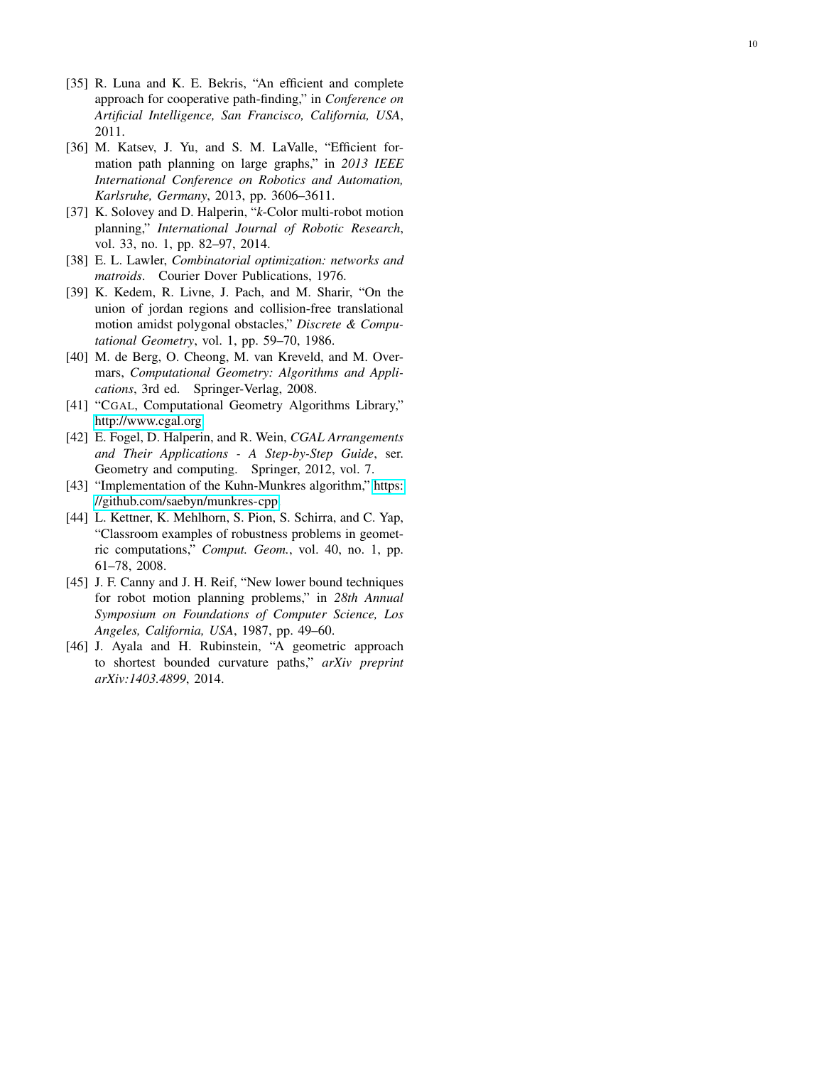[35] R. Luna and K. E. Bekris, "An efficient and complete approach for cooperative path-finding," in *Conference on Artificial Intelligence, San Francisco, California, USA*, 2011.

[36] M. Katsev, J. Yu, and S. M. LaValle, "Efficient formation path planning on large graphs," in *2013 IEEE International Conference on Robotics and Automation, Karlsruhe, Germany*, 2013, pp. 3606–3611.

[37] K. Solovey and D. Halperin, "*k*-Color multi-robot motion planning," *International Journal of Robotic Research*, vol. 33, no. 1, pp. 82–97, 2014.

[38] E. L. Lawler, *Combinatorial optimization: networks and matroids*. Courier Dover Publications, 1976.

[39] K. Kedem, R. Livne, J. Pach, and M. Sharir, "On the union of jordan regions and collision-free translational motion amidst polygonal obstacles," *Discrete & Computational Geometry*, vol. 1, pp. 59–70, 1986.

[40] M. de Berg, O. Cheong, M. van Kreveld, and M. Overmars, *Computational Geometry: Algorithms and Applications*, 3rd ed. Springer-Verlag, 2008.

[41] "CGAL, Computational Geometry Algorithms Library," http://www.cgal.org.

[42] E. Fogel, D. Halperin, and R. Wein, *CGAL Arrangements and Their Applications - A Step-by-Step Guide*, ser. Geometry and computing. Springer, 2012, vol. 7.

[43] "Implementation of the Kuhn-Munkres algorithm," https://github.com/saebyn/munkres-cpp.

[44] L. Kettner, K. Mehlhorn, S. Pion, S. Schirra, and C. Yap, "Classroom examples of robustness problems in geometric computations," *Comput. Geom.*, vol. 40, no. 1, pp. 61–78, 2008.

[45] J. F. Canny and J. H. Reif, "New lower bound techniques for robot motion planning problems," in *28th Annual Symposium on Foundations of Computer Science, Los Angeles, California, USA*, 1987, pp. 49–60.

[46] J. Ayala and H. Rubinstein, "A geometric approach to shortest bounded curvature paths," *arXiv preprint arXiv:1403.4899*, 2014.